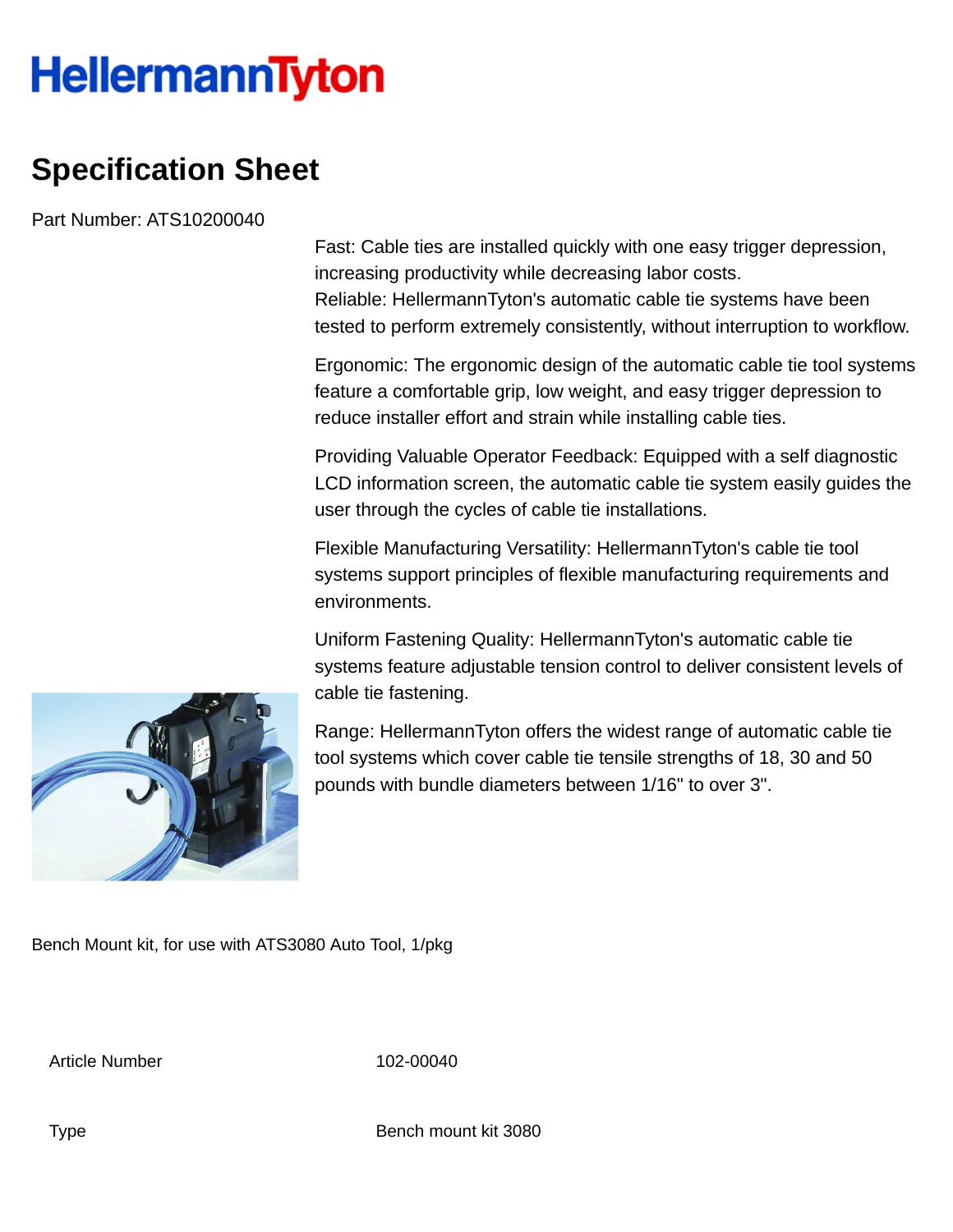HellermannTyton

# Specification Sheet

Part Number: ATS10200040

Fast: Cable ties are installed quickly with one easy trigger depression, increasing productivity while decreasing labor costs.
Reliable: HellermannTyton's automatic cable tie systems have been tested to perform extremely consistently, without interruption to workflow.

Ergonomic: The ergonomic design of the automatic cable tie tool systems feature a comfortable grip, low weight, and easy trigger depression to reduce installer effort and strain while installing cable ties.

Providing Valuable Operator Feedback: Equipped with a self diagnostic LCD information screen, the automatic cable tie system easily guides the user through the cycles of cable tie installations.

Flexible Manufacturing Versatility: HellermannTyton's cable tie tool systems support principles of flexible manufacturing requirements and environments.

Uniform Fastening Quality: HellermannTyton's automatic cable tie systems feature adjustable tension control to deliver consistent levels of cable tie fastening.

Range: HellermannTyton offers the widest range of automatic cable tie tool systems which cover cable tie tensile strengths of 18, 30 and 50 pounds with bundle diameters between 1/16" to over 3".

Bench Mount kit, for use with ATS3080 Auto Tool, 1/pkg

| | |
|---|---|
| Article Number | 102-00040 |
| Type | Bench mount kit 3080 |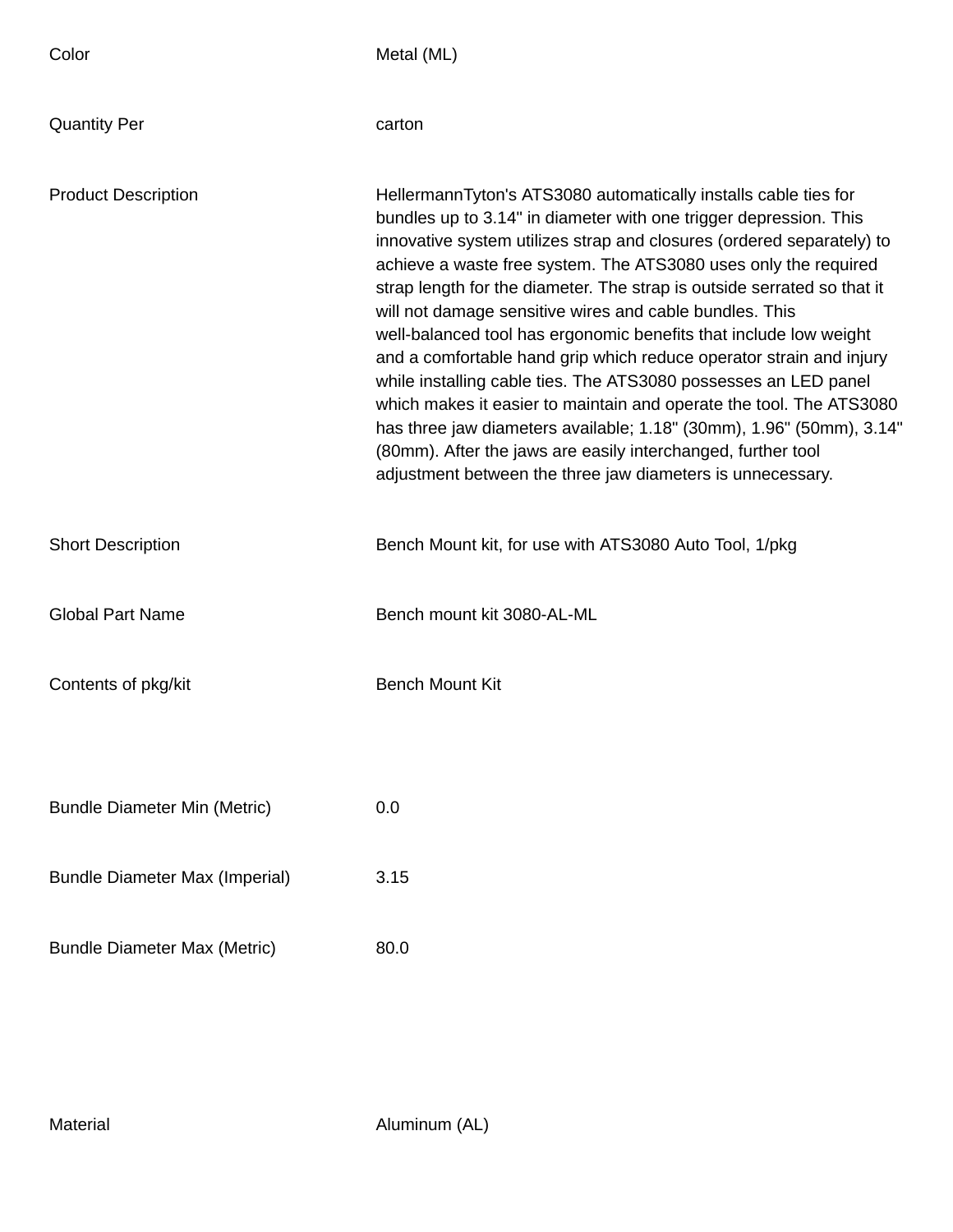| | |
|---|---|
| Color | Metal (ML) |
| Quantity Per | carton |
| Product Description | HellermannTyton's ATS3080 automatically installs cable ties for bundles up to 3.14" in diameter with one trigger depression. This innovative system utilizes strap and closures (ordered separately) to achieve a waste free system. The ATS3080 uses only the required strap length for the diameter. The strap is outside serrated so that it will not damage sensitive wires and cable bundles. This well-balanced tool has ergonomic benefits that include low weight and a comfortable hand grip which reduce operator strain and injury while installing cable ties. The ATS3080 possesses an LED panel which makes it easier to maintain and operate the tool. The ATS3080 has three jaw diameters available; 1.18" (30mm), 1.96" (50mm), 3.14" (80mm). After the jaws are easily interchanged, further tool adjustment between the three jaw diameters is unnecessary. |
| Short Description | Bench Mount kit, for use with ATS3080 Auto Tool, 1/pkg |
| Global Part Name | Bench mount kit 3080-AL-ML |
| Contents of pkg/kit | Bench Mount Kit |
| Bundle Diameter Min (Metric) | 0.0 |
| Bundle Diameter Max (Imperial) | 3.15 |
| Bundle Diameter Max (Metric) | 80.0 |
| Material | Aluminum (AL) |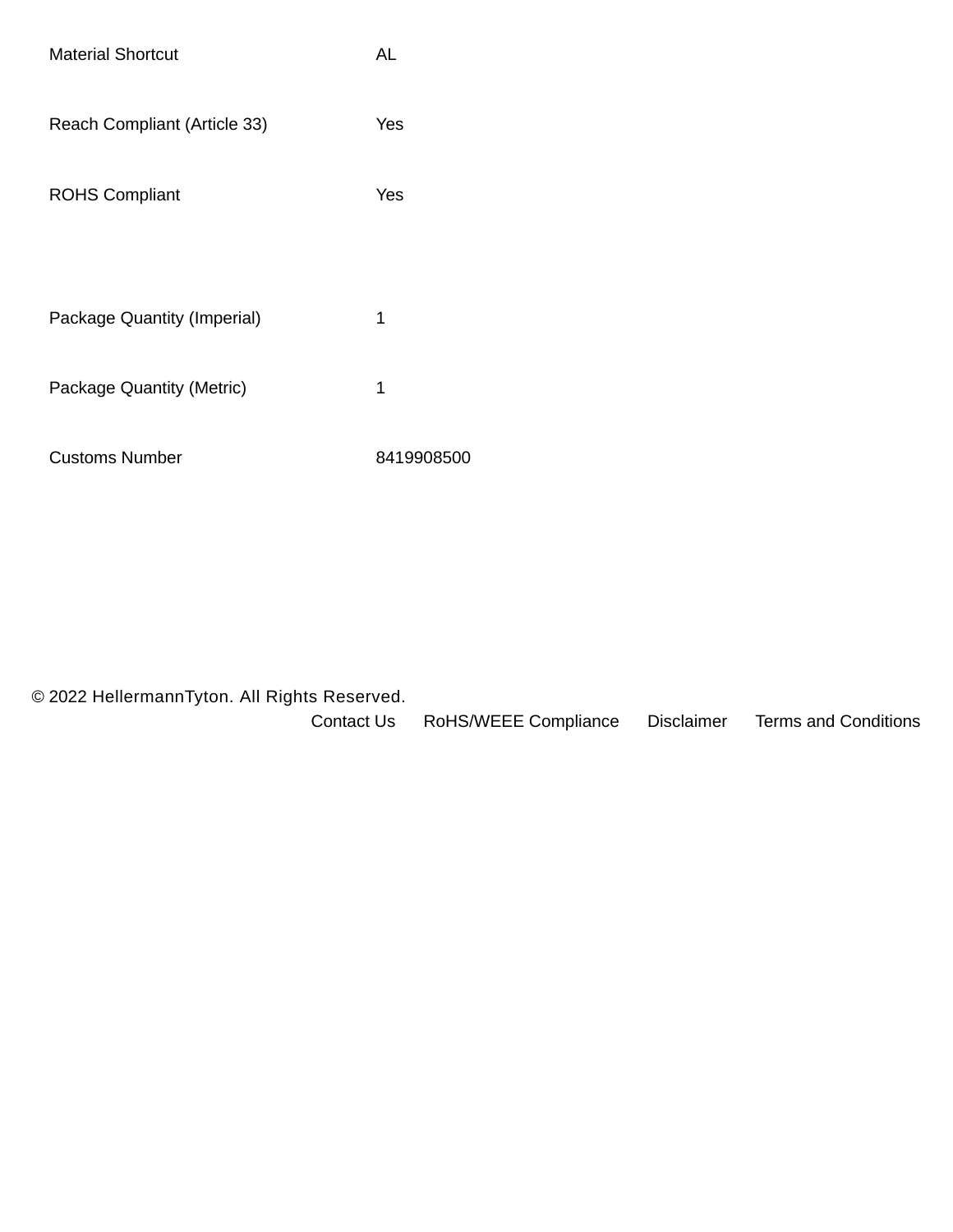| | |
|---|---|
| Material Shortcut | AL |
| Reach Compliant (Article 33) | Yes |
| ROHS Compliant | Yes |

| | |
|---|---|
| Package Quantity (Imperial) | 1 |
| Package Quantity (Metric) | 1 |
| Customs Number | 8419908500 |

© 2022 HellermannTyton. All Rights Reserved.

Contact Us RoHS/WEEE Compliance Disclaimer Terms and Conditions